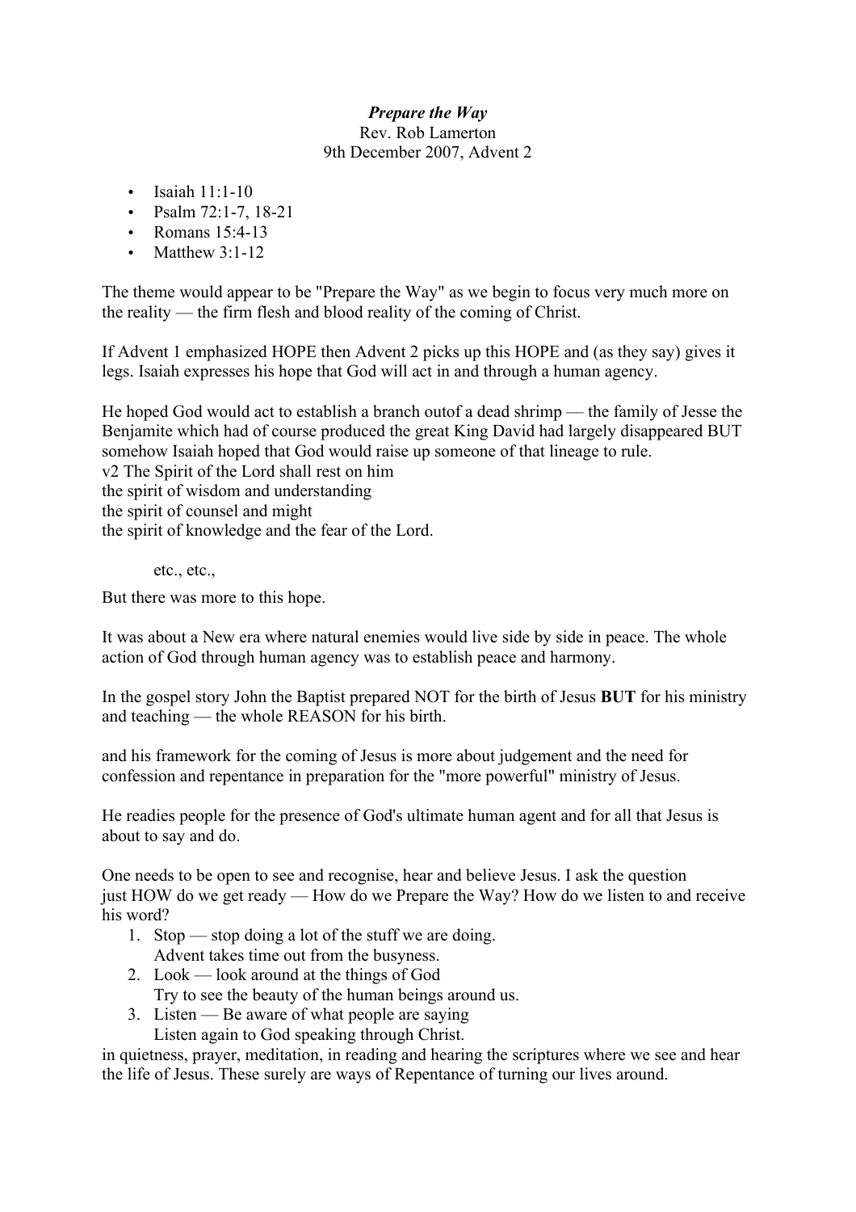***Prepare the Way***

Rev. Rob Lamerton

9th December 2007, Advent 2

- Isaiah 11:1-10
- Psalm 72:1-7, 18-21
- Romans 15:4-13
- Matthew 3:1-12

The theme would appear to be "Prepare the Way" as we begin to focus very much more on the reality — the firm flesh and blood reality of the coming of Christ.

If Advent 1 emphasized HOPE then Advent 2 picks up this HOPE and (as they say) gives it legs. Isaiah expresses his hope that God will act in and through a human agency.

He hoped God would act to establish a branch outof a dead shrimp — the family of Jesse the Benjamite which had of course produced the great King David had largely disappeared BUT somehow Isaiah hoped that God would raise up someone of that lineage to rule.
v2 The Spirit of the Lord shall rest on him
the spirit of wisdom and understanding
the spirit of counsel and might
the spirit of knowledge and the fear of the Lord.

etc., etc.,

But there was more to this hope.

It was about a New era where natural enemies would live side by side in peace. The whole action of God through human agency was to establish peace and harmony.

In the gospel story John the Baptist prepared NOT for the birth of Jesus **BUT** for his ministry and teaching — the whole REASON for his birth.

and his framework for the coming of Jesus is more about judgement and the need for confession and repentance in preparation for the "more powerful" ministry of Jesus.

He readies people for the presence of God's ultimate human agent and for all that Jesus is about to say and do.

One needs to be open to see and recognise, hear and believe Jesus. I ask the question just HOW do we get ready — How do we Prepare the Way? How do we listen to and receive his word?

1. Stop — stop doing a lot of the stuff we are doing.
   Advent takes time out from the busyness.
2. Look — look around at the things of God
   Try to see the beauty of the human beings around us.
3. Listen — Be aware of what people are saying
   Listen again to God speaking through Christ.

in quietness, prayer, meditation, in reading and hearing the scriptures where we see and hear the life of Jesus. These surely are ways of Repentance of turning our lives around.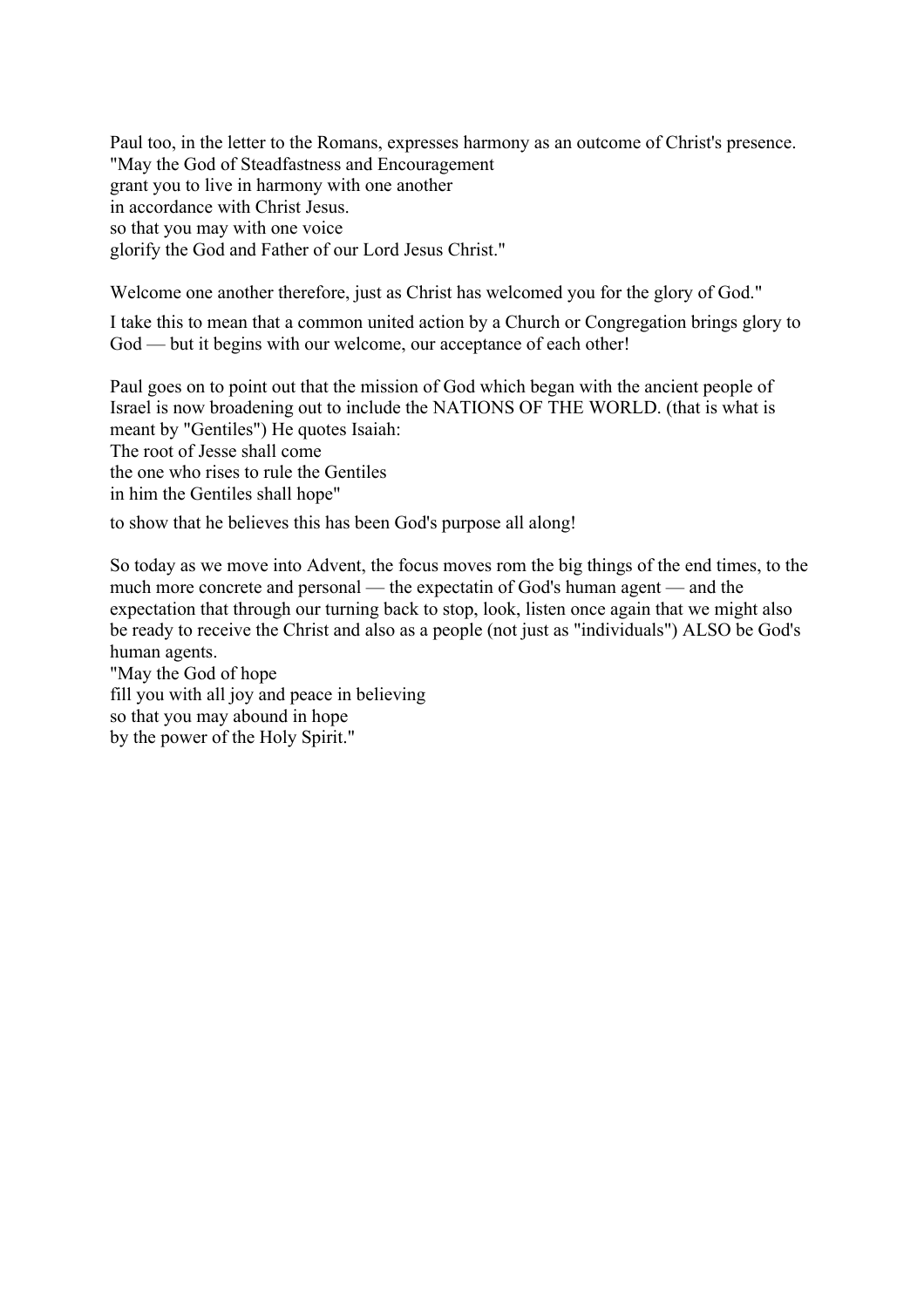Paul too, in the letter to the Romans, expresses harmony as an outcome of Christ's presence.
"May the God of Steadfastness and Encouragement
grant you to live in harmony with one another
in accordance with Christ Jesus.
so that you may with one voice
glorify the God and Father of our Lord Jesus Christ."

Welcome one another therefore, just as Christ has welcomed you for the glory of God."

I take this to mean that a common united action by a Church or Congregation brings glory to God — but it begins with our welcome, our acceptance of each other!

Paul goes on to point out that the mission of God which began with the ancient people of Israel is now broadening out to include the NATIONS OF THE WORLD. (that is what is meant by "Gentiles") He quotes Isaiah:
The root of Jesse shall come
the one who rises to rule the Gentiles
in him the Gentiles shall hope"

to show that he believes this has been God's purpose all along!

So today as we move into Advent, the focus moves rom the big things of the end times, to the much more concrete and personal — the expectatin of God's human agent — and the expectation that through our turning back to stop, look, listen once again that we might also be ready to receive the Christ and also as a people (not just as "individuals") ALSO be God's human agents.
"May the God of hope
fill you with all joy and peace in believing
so that you may abound in hope
by the power of the Holy Spirit."